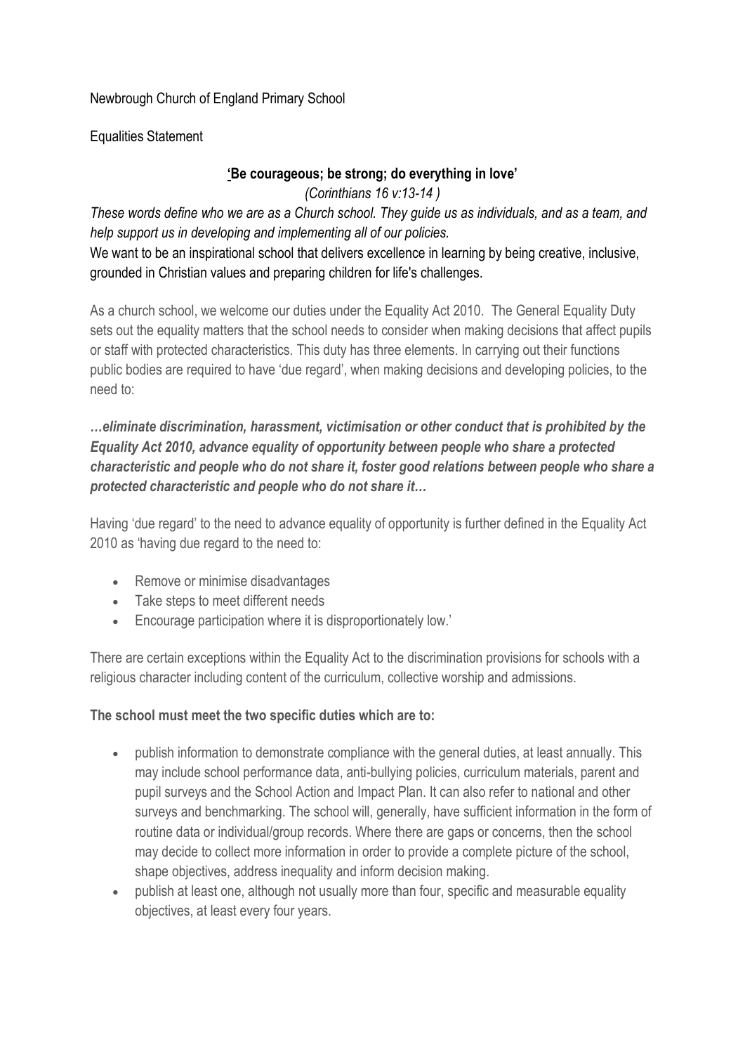Newbrough Church of England Primary School

Equalities Statement

**'Be courageous; be strong; do everything in love'**

*(Corinthians 16 v:13-14 )*

*These words define who we are as a Church school. They guide us as individuals, and as a team, and help support us in developing and implementing all of our policies.*

We want to be an inspirational school that delivers excellence in learning by being creative, inclusive, grounded in Christian values and preparing children for life's challenges.

As a church school, we welcome our duties under the Equality Act 2010. The General Equality Duty sets out the equality matters that the school needs to consider when making decisions that affect pupils or staff with protected characteristics. This duty has three elements. In carrying out their functions public bodies are required to have 'due regard', when making decisions and developing policies, to the need to:

***…eliminate discrimination, harassment, victimisation or other conduct that is prohibited by the Equality Act 2010, advance equality of opportunity between people who share a protected characteristic and people who do not share it, foster good relations between people who share a protected characteristic and people who do not share it…***

Having 'due regard' to the need to advance equality of opportunity is further defined in the Equality Act 2010 as 'having due regard to the need to:

- Remove or minimise disadvantages
- Take steps to meet different needs
- Encourage participation where it is disproportionately low.'

There are certain exceptions within the Equality Act to the discrimination provisions for schools with a religious character including content of the curriculum, collective worship and admissions.

**The school must meet the two specific duties which are to:**

- publish information to demonstrate compliance with the general duties, at least annually. This may include school performance data, anti-bullying policies, curriculum materials, parent and pupil surveys and the School Action and Impact Plan. It can also refer to national and other surveys and benchmarking. The school will, generally, have sufficient information in the form of routine data or individual/group records. Where there are gaps or concerns, then the school may decide to collect more information in order to provide a complete picture of the school, shape objectives, address inequality and inform decision making.
- publish at least one, although not usually more than four, specific and measurable equality objectives, at least every four years.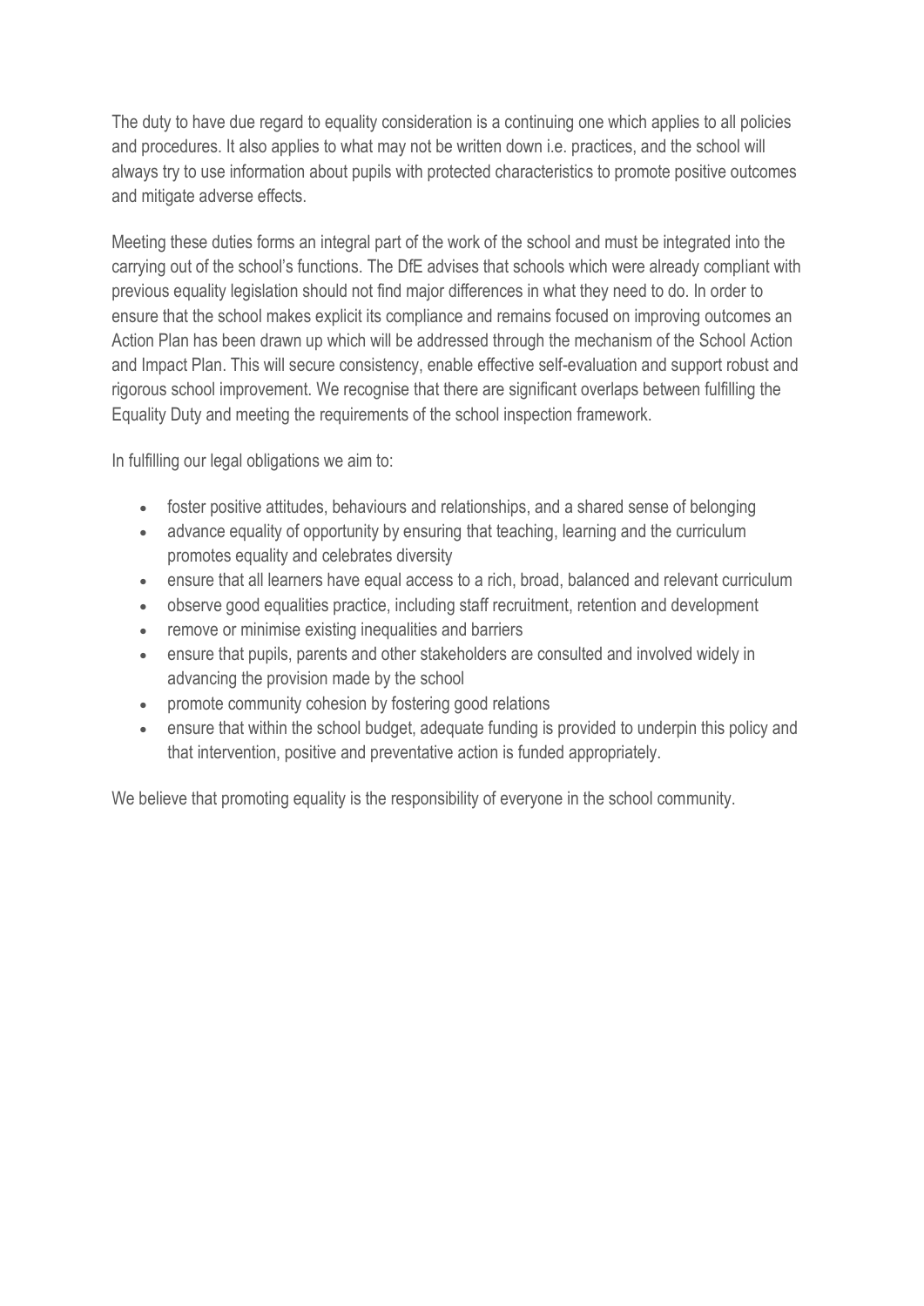The duty to have due regard to equality consideration is a continuing one which applies to all policies and procedures. It also applies to what may not be written down i.e. practices, and the school will always try to use information about pupils with protected characteristics to promote positive outcomes and mitigate adverse effects.

Meeting these duties forms an integral part of the work of the school and must be integrated into the carrying out of the school's functions. The DfE advises that schools which were already compliant with previous equality legislation should not find major differences in what they need to do. In order to ensure that the school makes explicit its compliance and remains focused on improving outcomes an Action Plan has been drawn up which will be addressed through the mechanism of the School Action and Impact Plan. This will secure consistency, enable effective self-evaluation and support robust and rigorous school improvement. We recognise that there are significant overlaps between fulfilling the Equality Duty and meeting the requirements of the school inspection framework.

In fulfilling our legal obligations we aim to:

- foster positive attitudes, behaviours and relationships, and a shared sense of belonging
- advance equality of opportunity by ensuring that teaching, learning and the curriculum promotes equality and celebrates diversity
- ensure that all learners have equal access to a rich, broad, balanced and relevant curriculum
- observe good equalities practice, including staff recruitment, retention and development
- remove or minimise existing inequalities and barriers
- ensure that pupils, parents and other stakeholders are consulted and involved widely in advancing the provision made by the school
- promote community cohesion by fostering good relations
- ensure that within the school budget, adequate funding is provided to underpin this policy and that intervention, positive and preventative action is funded appropriately.

We believe that promoting equality is the responsibility of everyone in the school community.